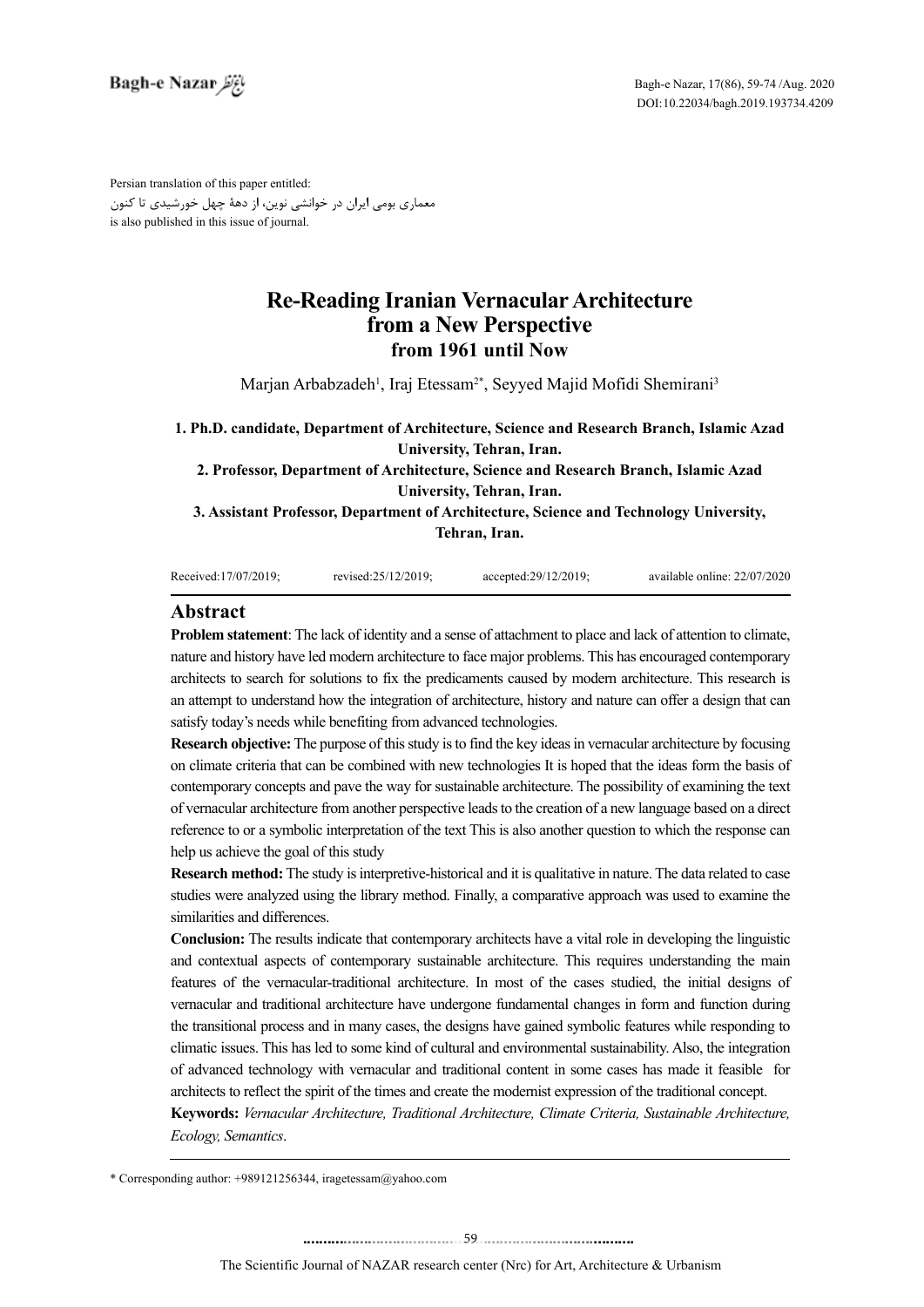Persian translation of this paper entitled:
معماری بومی ایران در خوانشی نوین، از دهۀ چهل خورشیدی تا کنون
is also published in this issue of journal.

# Re-Reading Iranian Vernacular Architecture from a New Perspective from 1961 until Now

Marjan Arbabzadeh[1], Iraj Etessam[2*], Seyyed Majid Mofidi Shemirani[3]

**1. Ph.D. candidate, Department of Architecture, Science and Research Branch, Islamic Azad University, Tehran, Iran.**

**2. Professor, Department of Architecture, Science and Research Branch, Islamic Azad University, Tehran, Iran.**

**3. Assistant Professor, Department of Architecture, Science and Technology University, Tehran, Iran.**

Received:17/07/2019; revised:25/12/2019; accepted:29/12/2019; available online: 22/07/2020

## Abstract

**Problem statement**: The lack of identity and a sense of attachment to place and lack of attention to climate, nature and history have led modern architecture to face major problems. This has encouraged contemporary architects to search for solutions to fix the predicaments caused by modern architecture. This research is an attempt to understand how the integration of architecture, history and nature can offer a design that can satisfy today's needs while benefiting from advanced technologies.

**Research objective:** The purpose of this study is to find the key ideas in vernacular architecture by focusing on climate criteria that can be combined with new technologies It is hoped that the ideas form the basis of contemporary concepts and pave the way for sustainable architecture. The possibility of examining the text of vernacular architecture from another perspective leads to the creation of a new language based on a direct reference to or a symbolic interpretation of the text This is also another question to which the response can help us achieve the goal of this study

**Research method:** The study is interpretive-historical and it is qualitative in nature. The data related to case studies were analyzed using the library method. Finally, a comparative approach was used to examine the similarities and differences.

**Conclusion:** The results indicate that contemporary architects have a vital role in developing the linguistic and contextual aspects of contemporary sustainable architecture. This requires understanding the main features of the vernacular-traditional architecture. In most of the cases studied, the initial designs of vernacular and traditional architecture have undergone fundamental changes in form and function during the transitional process and in many cases, the designs have gained symbolic features while responding to climatic issues. This has led to some kind of cultural and environmental sustainability. Also, the integration of advanced technology with vernacular and traditional content in some cases has made it feasible for architects to reflect the spirit of the times and create the modernist expression of the traditional concept.

**Keywords:** *Vernacular Architecture, Traditional Architecture, Climate Criteria, Sustainable Architecture, Ecology, Semantics*.

---

\* Corresponding author: +989121256344, iragetessam@yahoo.com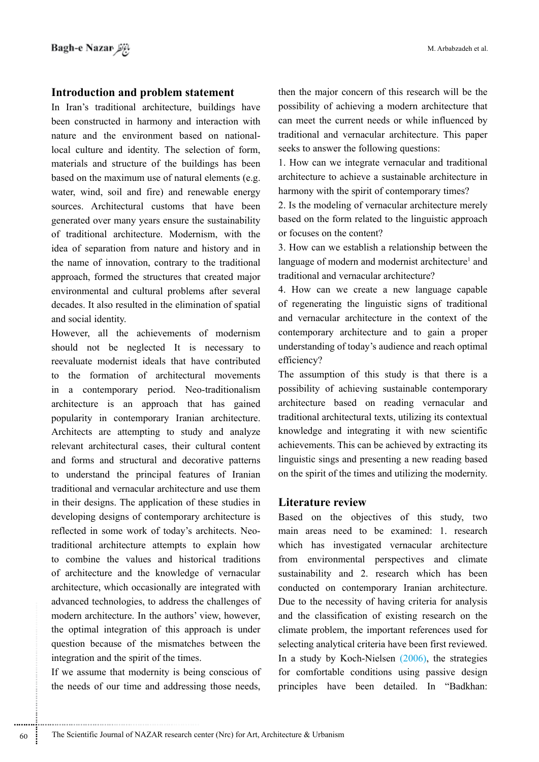## Introduction and problem statement

In Iran's traditional architecture, buildings have been constructed in harmony and interaction with nature and the environment based on national-local culture and identity. The selection of form, materials and structure of the buildings has been based on the maximum use of natural elements (e.g. water, wind, soil and fire) and renewable energy sources. Architectural customs that have been generated over many years ensure the sustainability of traditional architecture. Modernism, with the idea of separation from nature and history and in the name of innovation, contrary to the traditional approach, formed the structures that created major environmental and cultural problems after several decades. It also resulted in the elimination of spatial and social identity.

However, all the achievements of modernism should not be neglected It is necessary to reevaluate modernist ideals that have contributed to the formation of architectural movements in a contemporary period. Neo-traditionalism architecture is an approach that has gained popularity in contemporary Iranian architecture. Architects are attempting to study and analyze relevant architectural cases, their cultural content and forms and structural and decorative patterns to understand the principal features of Iranian traditional and vernacular architecture and use them in their designs. The application of these studies in developing designs of contemporary architecture is reflected in some work of today's architects. Neo-traditional architecture attempts to explain how to combine the values and historical traditions of architecture and the knowledge of vernacular architecture, which occasionally are integrated with advanced technologies, to address the challenges of modern architecture. In the authors' view, however, the optimal integration of this approach is under question because of the mismatches between the integration and the spirit of the times.

If we assume that modernity is being conscious of the needs of our time and addressing those needs, then the major concern of this research will be the possibility of achieving a modern architecture that can meet the current needs or while influenced by traditional and vernacular architecture. This paper seeks to answer the following questions:

1. How can we integrate vernacular and traditional architecture to achieve a sustainable architecture in harmony with the spirit of contemporary times?
2. Is the modeling of vernacular architecture merely based on the form related to the linguistic approach or focuses on the content?
3. How can we establish a relationship between the language of modern and modernist architecture[1] and traditional and vernacular architecture?
4. How can we create a new language capable of regenerating the linguistic signs of traditional and vernacular architecture in the context of the contemporary architecture and to gain a proper understanding of today's audience and reach optimal efficiency?

The assumption of this study is that there is a possibility of achieving sustainable contemporary architecture based on reading vernacular and traditional architectural texts, utilizing its contextual knowledge and integrating it with new scientific achievements. This can be achieved by extracting its linguistic sings and presenting a new reading based on the spirit of the times and utilizing the modernity.

## Literature review

Based on the objectives of this study, two main areas need to be examined: 1. research which has investigated vernacular architecture from environmental perspectives and climate sustainability and 2. research which has been conducted on contemporary Iranian architecture. Due to the necessity of having criteria for analysis and the classification of existing research on the climate problem, the important references used for selecting analytical criteria have been first reviewed. In a study by Koch-Nielsen (2006), the strategies for comfortable conditions using passive design principles have been detailed. In "Badkhan: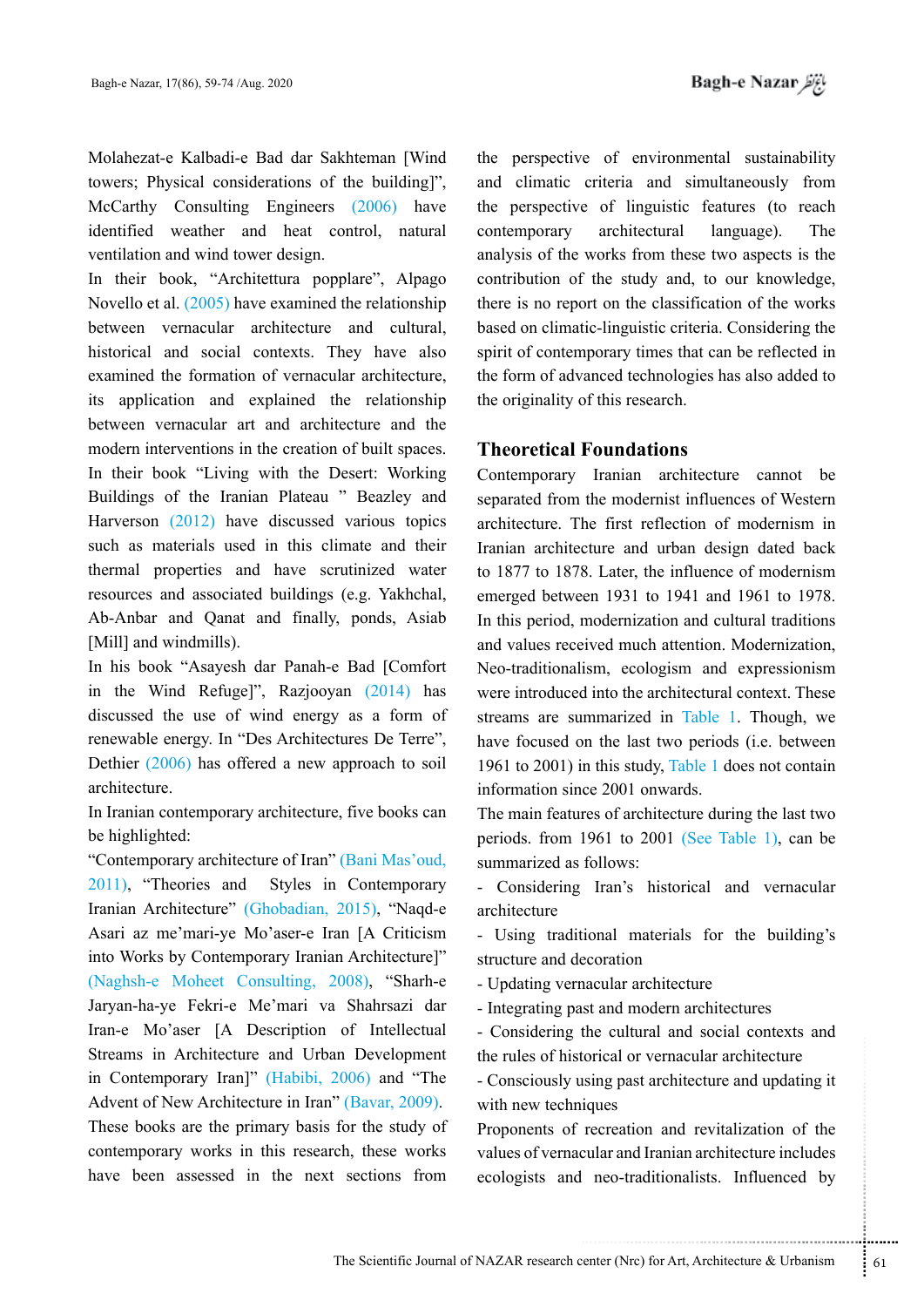Molahezat-e Kalbadi-e Bad dar Sakhteman [Wind towers; Physical considerations of the building]", McCarthy Consulting Engineers (2006) have identified weather and heat control, natural ventilation and wind tower design.

In their book, "Architettura popplare", Alpago Novello et al. (2005) have examined the relationship between vernacular architecture and cultural, historical and social contexts. They have also examined the formation of vernacular architecture, its application and explained the relationship between vernacular art and architecture and the modern interventions in the creation of built spaces.

In their book "Living with the Desert: Working Buildings of the Iranian Plateau " Beazley and Harverson (2012) have discussed various topics such as materials used in this climate and their thermal properties and have scrutinized water resources and associated buildings (e.g. Yakhchal, Ab-Anbar and Qanat and finally, ponds, Asiab [Mill] and windmills).

In his book "Asayesh dar Panah-e Bad [Comfort in the Wind Refuge]", Razjooyan (2014) has discussed the use of wind energy as a form of renewable energy. In "Des Architectures De Terre", Dethier (2006) has offered a new approach to soil architecture.

In Iranian contemporary architecture, five books can be highlighted:

"Contemporary architecture of Iran" (Bani Mas'oud, 2011), "Theories and Styles in Contemporary Iranian Architecture" (Ghobadian, 2015), "Naqd-e Asari az me'mari-ye Mo'aser-e Iran [A Criticism into Works by Contemporary Iranian Architecture]" (Naghsh-e Moheet Consulting, 2008), "Sharh-e Jaryan-ha-ye Fekri-e Me'mari va Shahrsazi dar Iran-e Mo'aser [A Description of Intellectual Streams in Architecture and Urban Development in Contemporary Iran]" (Habibi, 2006) and "The Advent of New Architecture in Iran" (Bavar, 2009).

These books are the primary basis for the study of contemporary works in this research, these works have been assessed in the next sections from the perspective of environmental sustainability and climatic criteria and simultaneously from the perspective of linguistic features (to reach contemporary architectural language). The analysis of the works from these two aspects is the contribution of the study and, to our knowledge, there is no report on the classification of the works based on climatic-linguistic criteria. Considering the spirit of contemporary times that can be reflected in the form of advanced technologies has also added to the originality of this research.

## Theoretical Foundations

Contemporary Iranian architecture cannot be separated from the modernist influences of Western architecture. The first reflection of modernism in Iranian architecture and urban design dated back to 1877 to 1878. Later, the influence of modernism emerged between 1931 to 1941 and 1961 to 1978. In this period, modernization and cultural traditions and values received much attention. Modernization, Neo-traditionalism, ecologism and expressionism were introduced into the architectural context. These streams are summarized in Table 1. Though, we have focused on the last two periods (i.e. between 1961 to 2001) in this study, Table 1 does not contain information since 2001 onwards.

The main features of architecture during the last two periods. from 1961 to 2001 (See Table 1), can be summarized as follows:

- Considering Iran's historical and vernacular architecture
- Using traditional materials for the building's structure and decoration
- Updating vernacular architecture
- Integrating past and modern architectures
- Considering the cultural and social contexts and the rules of historical or vernacular architecture
- Consciously using past architecture and updating it with new techniques

Proponents of recreation and revitalization of the values of vernacular and Iranian architecture includes ecologists and neo-traditionalists. Influenced by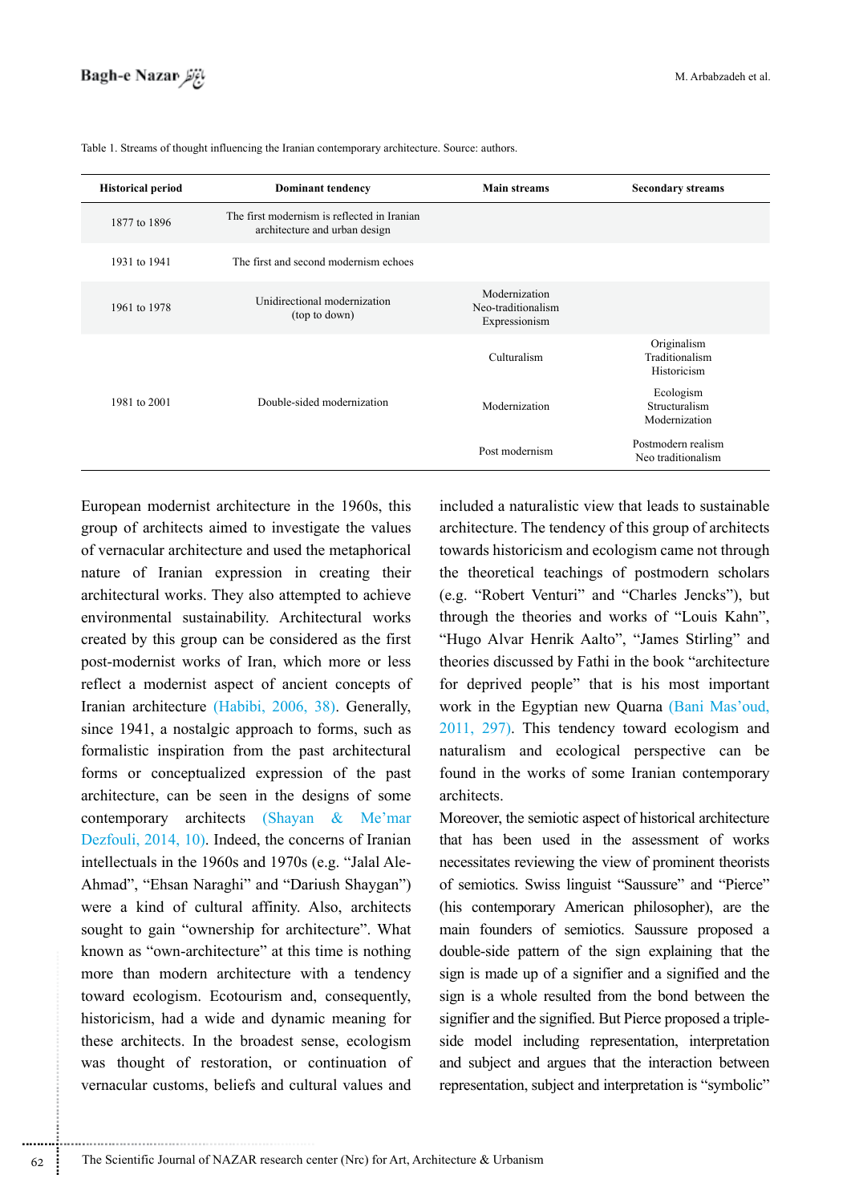Table 1. Streams of thought influencing the Iranian contemporary architecture. Source: authors.

| Historical period | Dominant tendency | Main streams | Secondary streams |
|---|---|---|---|
| 1877 to 1896 | The first modernism is reflected in Iranian architecture and urban design | | |
| 1931 to 1941 | The first and second modernism echoes | | |
| 1961 to 1978 | Unidirectional modernization (top to down) | Modernization Neo-traditionalism Expressionism | |
| 1981 to 2001 | Double-sided modernization | Culturalism | Originalism Traditionalism Historicism |
| | | Modernization | Ecologism Structuralism Modernization |
| | | Post modernism | Postmodern realism Neo traditionalism |

European modernist architecture in the 1960s, this group of architects aimed to investigate the values of vernacular architecture and used the metaphorical nature of Iranian expression in creating their architectural works. They also attempted to achieve environmental sustainability. Architectural works created by this group can be considered as the first post-modernist works of Iran, which more or less reflect a modernist aspect of ancient concepts of Iranian architecture (Habibi, 2006, 38). Generally, since 1941, a nostalgic approach to forms, such as formalistic inspiration from the past architectural forms or conceptualized expression of the past architecture, can be seen in the designs of some contemporary architects (Shayan & Me'mar Dezfouli, 2014, 10). Indeed, the concerns of Iranian intellectuals in the 1960s and 1970s (e.g. "Jalal Ale-Ahmad", "Ehsan Naraghi" and "Dariush Shaygan") were a kind of cultural affinity. Also, architects sought to gain "ownership for architecture". What known as "own-architecture" at this time is nothing more than modern architecture with a tendency toward ecologism. Ecotourism and, consequently, historicism, had a wide and dynamic meaning for these architects. In the broadest sense, ecologism was thought of restoration, or continuation of vernacular customs, beliefs and cultural values and included a naturalistic view that leads to sustainable architecture. The tendency of this group of architects towards historicism and ecologism came not through the theoretical teachings of postmodern scholars (e.g. "Robert Venturi" and "Charles Jencks"), but through the theories and works of "Louis Kahn", "Hugo Alvar Henrik Aalto", "James Stirling" and theories discussed by Fathi in the book "architecture for deprived people" that is his most important work in the Egyptian new Quarna (Bani Mas'oud, 2011, 297). This tendency toward ecologism and naturalism and ecological perspective can be found in the works of some Iranian contemporary architects.

Moreover, the semiotic aspect of historical architecture that has been used in the assessment of works necessitates reviewing the view of prominent theorists of semiotics. Swiss linguist "Saussure" and "Pierce" (his contemporary American philosopher), are the main founders of semiotics. Saussure proposed a double-side pattern of the sign explaining that the sign is made up of a signifier and a signified and the sign is a whole resulted from the bond between the signifier and the signified. But Pierce proposed a triple-side model including representation, interpretation and subject and argues that the interaction between representation, subject and interpretation is "symbolic"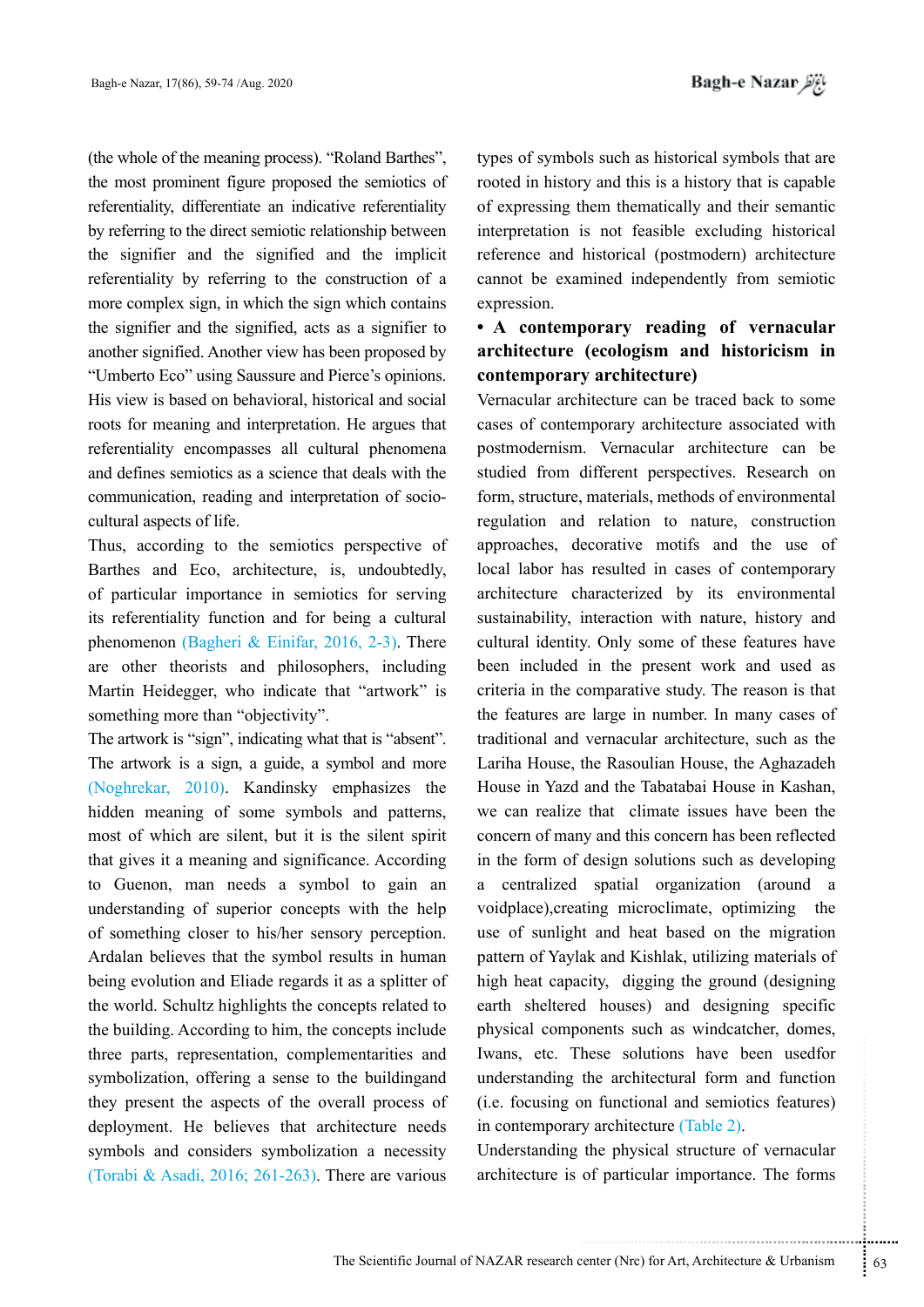(the whole of the meaning process). "Roland Barthes", the most prominent figure proposed the semiotics of referentiality, differentiate an indicative referentiality by referring to the direct semiotic relationship between the signifier and the signified and the implicit referentiality by referring to the construction of a more complex sign, in which the sign which contains the signifier and the signified, acts as a signifier to another signified. Another view has been proposed by "Umberto Eco" using Saussure and Pierce's opinions. His view is based on behavioral, historical and social roots for meaning and interpretation. He argues that referentiality encompasses all cultural phenomena and defines semiotics as a science that deals with the communication, reading and interpretation of socio-cultural aspects of life.

Thus, according to the semiotics perspective of Barthes and Eco, architecture, is, undoubtedly, of particular importance in semiotics for serving its referentiality function and for being a cultural phenomenon (Bagheri & Einifar, 2016, 2-3). There are other theorists and philosophers, including Martin Heidegger, who indicate that "artwork" is something more than "objectivity".

The artwork is "sign", indicating what that is "absent". The artwork is a sign, a guide, a symbol and more (Noghrekar, 2010). Kandinsky emphasizes the hidden meaning of some symbols and patterns, most of which are silent, but it is the silent spirit that gives it a meaning and significance. According to Guenon, man needs a symbol to gain an understanding of superior concepts with the help of something closer to his/her sensory perception. Ardalan believes that the symbol results in human being evolution and Eliade regards it as a splitter of the world. Schultz highlights the concepts related to the building. According to him, the concepts include three parts, representation, complementarities and symbolization, offering a sense to the buildingand they present the aspects of the overall process of deployment. He believes that architecture needs symbols and considers symbolization a necessity (Torabi & Asadi, 2016; 261-263). There are various types of symbols such as historical symbols that are rooted in history and this is a history that is capable of expressing them thematically and their semantic interpretation is not feasible excluding historical reference and historical (postmodern) architecture cannot be examined independently from semiotic expression.

**• A contemporary reading of vernacular architecture (ecologism and historicism in contemporary architecture)**

Vernacular architecture can be traced back to some cases of contemporary architecture associated with postmodernism. Vernacular architecture can be studied from different perspectives. Research on form, structure, materials, methods of environmental regulation and relation to nature, construction approaches, decorative motifs and the use of local labor has resulted in cases of contemporary architecture characterized by its environmental sustainability, interaction with nature, history and cultural identity. Only some of these features have been included in the present work and used as criteria in the comparative study. The reason is that the features are large in number. In many cases of traditional and vernacular architecture, such as the Lariha House, the Rasoulian House, the Aghazadeh House in Yazd and the Tabatabai House in Kashan, we can realize that climate issues have been the concern of many and this concern has been reflected in the form of design solutions such as developing a centralized spatial organization (around a voidplace),creating microclimate, optimizing the use of sunlight and heat based on the migration pattern of Yaylak and Kishlak, utilizing materials of high heat capacity, digging the ground (designing earth sheltered houses) and designing specific physical components such as windcatcher, domes, Iwans, etc. These solutions have been usedfor understanding the architectural form and function (i.e. focusing on functional and semiotics features) in contemporary architecture (Table 2).

Understanding the physical structure of vernacular architecture is of particular importance. The forms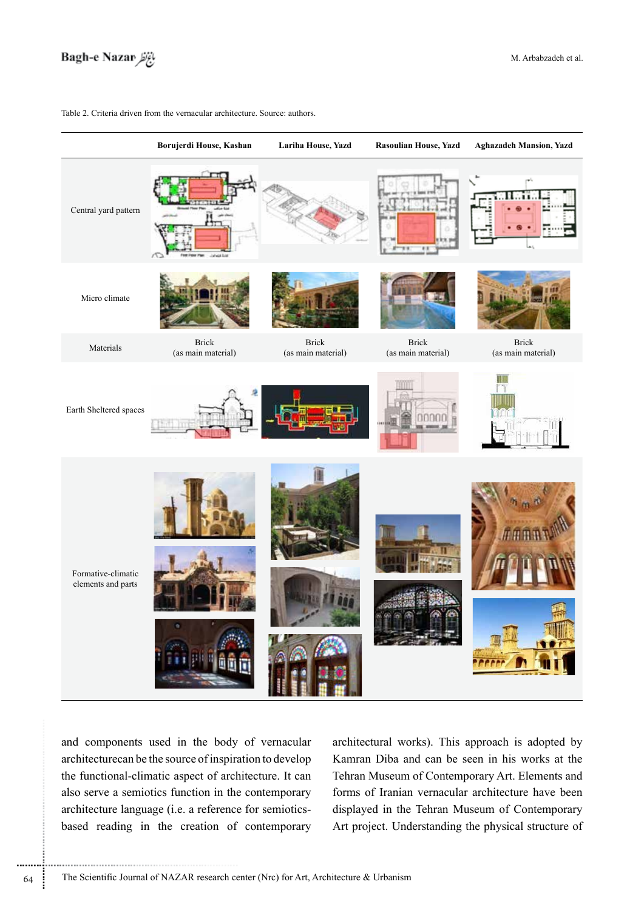Table 2. Criteria driven from the vernacular architecture. Source: authors.

| | Borujerdi House, Kashan | Lariha House, Yazd | Rasoulian House, Yazd | Aghazadeh Mansion, Yazd |
|---|---|---|---|---|
| Central yard pattern | | | | |
| Micro climate | | | | |
| Materials | Brick (as main material) | Brick (as main material) | Brick (as main material) | Brick (as main material) |
| Earth Sheltered spaces | | | | |
| Formative-climatic elements and parts | | | | |

and components used in the body of vernacular architecturecan be the source of inspiration to develop the functional-climatic aspect of architecture. It can also serve a semiotics function in the contemporary architecture language (i.e. a reference for semiotics-based reading in the creation of contemporary architectural works). This approach is adopted by Kamran Diba and can be seen in his works at the Tehran Museum of Contemporary Art. Elements and forms of Iranian vernacular architecture have been displayed in the Tehran Museum of Contemporary Art project. Understanding the physical structure of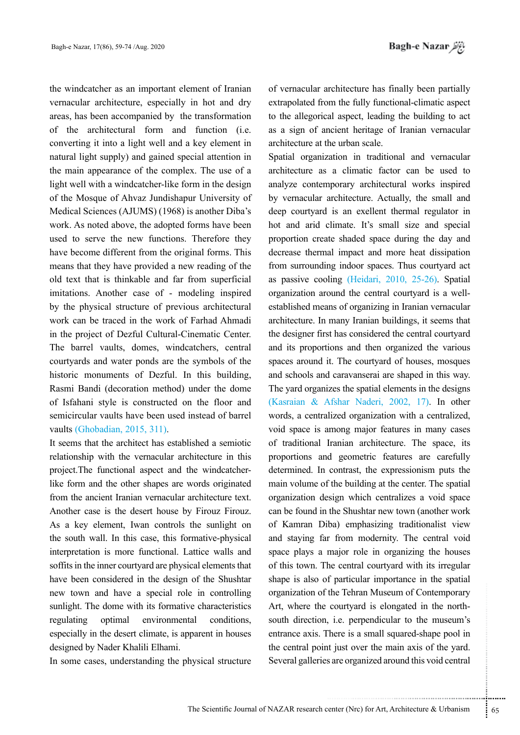the windcatcher as an important element of Iranian vernacular architecture, especially in hot and dry areas, has been accompanied by the transformation of the architectural form and function (i.e. converting it into a light well and a key element in natural light supply) and gained special attention in the main appearance of the complex. The use of a light well with a windcatcher-like form in the design of the Mosque of Ahvaz Jundishapur University of Medical Sciences (AJUMS) (1968) is another Diba's work. As noted above, the adopted forms have been used to serve the new functions. Therefore they have become different from the original forms. This means that they have provided a new reading of the old text that is thinkable and far from superficial imitations. Another case of - modeling inspired by the physical structure of previous architectural work can be traced in the work of Farhad Ahmadi in the project of Dezful Cultural-Cinematic Center. The barrel vaults, domes, windcatchers, central courtyards and water ponds are the symbols of the historic monuments of Dezful. In this building, Rasmi Bandi (decoration method) under the dome of Isfahani style is constructed on the floor and semicircular vaults have been used instead of barrel vaults (Ghobadian, 2015, 311).

It seems that the architect has established a semiotic relationship with the vernacular architecture in this project.The functional aspect and the windcatcher-like form and the other shapes are words originated from the ancient Iranian vernacular architecture text. Another case is the desert house by Firouz Firouz. As a key element, Iwan controls the sunlight on the south wall. In this case, this formative-physical interpretation is more functional. Lattice walls and soffits in the inner courtyard are physical elements that have been considered in the design of the Shushtar new town and have a special role in controlling sunlight. The dome with its formative characteristics regulating optimal environmental conditions, especially in the desert climate, is apparent in houses designed by Nader Khalili Elhami.

In some cases, understanding the physical structure of vernacular architecture has finally been partially extrapolated from the fully functional-climatic aspect to the allegorical aspect, leading the building to act as a sign of ancient heritage of Iranian vernacular architecture at the urban scale.

Spatial organization in traditional and vernacular architecture as a climatic factor can be used to analyze contemporary architectural works inspired by vernacular architecture. Actually, the small and deep courtyard is an exellent thermal regulator in hot and arid climate. It's small size and special proportion create shaded space during the day and decrease thermal impact and more heat dissipation from surrounding indoor spaces. Thus courtyard act as passive cooling (Heidari, 2010, 25-26). Spatial organization around the central courtyard is a well-established means of organizing in Iranian vernacular architecture. In many Iranian buildings, it seems that the designer first has considered the central courtyard and its proportions and then organized the various spaces around it. The courtyard of houses, mosques and schools and caravanserai are shaped in this way. The yard organizes the spatial elements in the designs (Kasraian & Afshar Naderi, 2002, 17). In other words, a centralized organization with a centralized, void space is among major features in many cases of traditional Iranian architecture. The space, its proportions and geometric features are carefully determined. In contrast, the expressionism puts the main volume of the building at the center. The spatial organization design which centralizes a void space can be found in the Shushtar new town (another work of Kamran Diba) emphasizing traditionalist view and staying far from modernity. The central void space plays a major role in organizing the houses of this town. The central courtyard with its irregular shape is also of particular importance in the spatial organization of the Tehran Museum of Contemporary Art, where the courtyard is elongated in the north-south direction, i.e. perpendicular to the museum's entrance axis. There is a small squared-shape pool in the central point just over the main axis of the yard. Several galleries are organized around this void central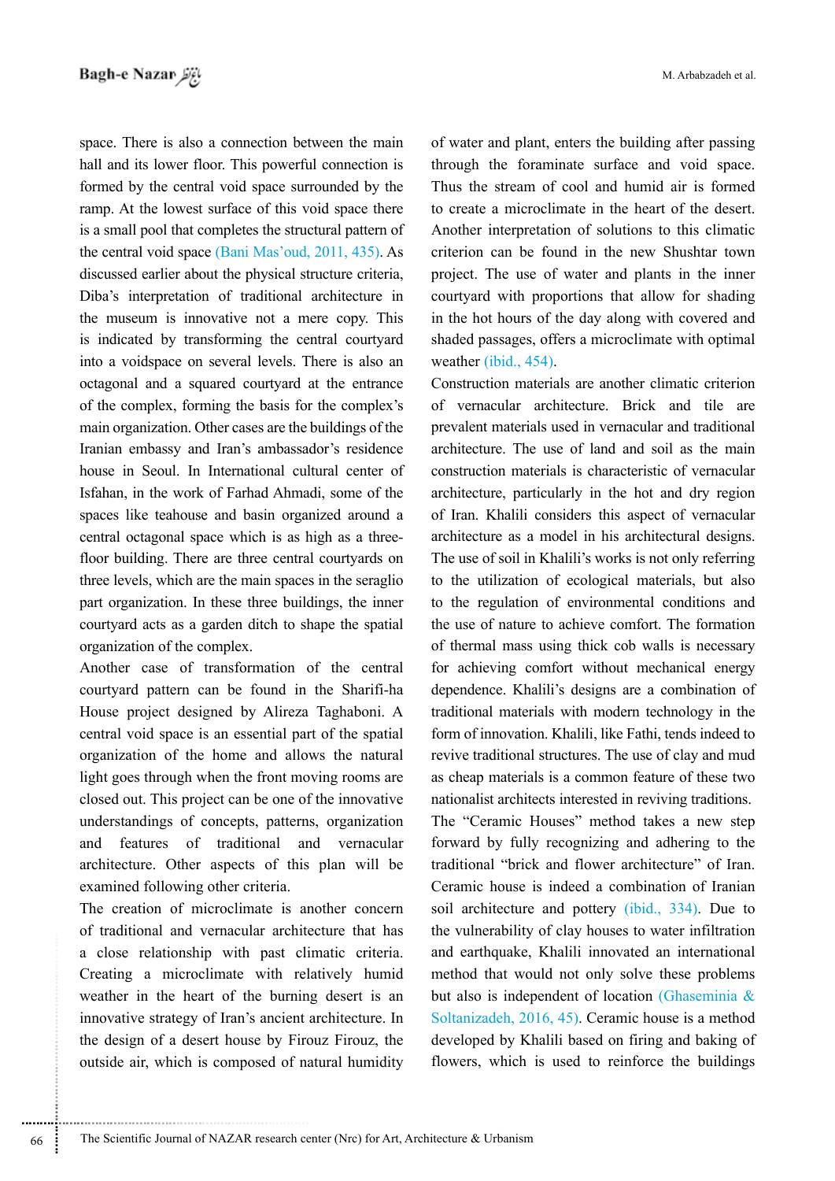space. There is also a connection between the main hall and its lower floor. This powerful connection is formed by the central void space surrounded by the ramp. At the lowest surface of this void space there is a small pool that completes the structural pattern of the central void space (Bani Mas'oud, 2011, 435). As discussed earlier about the physical structure criteria, Diba's interpretation of traditional architecture in the museum is innovative not a mere copy. This is indicated by transforming the central courtyard into a voidspace on several levels. There is also an octagonal and a squared courtyard at the entrance of the complex, forming the basis for the complex's main organization. Other cases are the buildings of the Iranian embassy and Iran's ambassador's residence house in Seoul. In International cultural center of Isfahan, in the work of Farhad Ahmadi, some of the spaces like teahouse and basin organized around a central octagonal space which is as high as a three-floor building. There are three central courtyards on three levels, which are the main spaces in the seraglio part organization. In these three buildings, the inner courtyard acts as a garden ditch to shape the spatial organization of the complex.

Another case of transformation of the central courtyard pattern can be found in the Sharifi-ha House project designed by Alireza Taghaboni. A central void space is an essential part of the spatial organization of the home and allows the natural light goes through when the front moving rooms are closed out. This project can be one of the innovative understandings of concepts, patterns, organization and features of traditional and vernacular architecture. Other aspects of this plan will be examined following other criteria.

The creation of microclimate is another concern of traditional and vernacular architecture that has a close relationship with past climatic criteria. Creating a microclimate with relatively humid weather in the heart of the burning desert is an innovative strategy of Iran's ancient architecture. In the design of a desert house by Firouz Firouz, the outside air, which is composed of natural humidity of water and plant, enters the building after passing through the foraminate surface and void space. Thus the stream of cool and humid air is formed to create a microclimate in the heart of the desert. Another interpretation of solutions to this climatic criterion can be found in the new Shushtar town project. The use of water and plants in the inner courtyard with proportions that allow for shading in the hot hours of the day along with covered and shaded passages, offers a microclimate with optimal weather (ibid., 454).

Construction materials are another climatic criterion of vernacular architecture. Brick and tile are prevalent materials used in vernacular and traditional architecture. The use of land and soil as the main construction materials is characteristic of vernacular architecture, particularly in the hot and dry region of Iran. Khalili considers this aspect of vernacular architecture as a model in his architectural designs. The use of soil in Khalili's works is not only referring to the utilization of ecological materials, but also to the regulation of environmental conditions and the use of nature to achieve comfort. The formation of thermal mass using thick cob walls is necessary for achieving comfort without mechanical energy dependence. Khalili's designs are a combination of traditional materials with modern technology in the form of innovation. Khalili, like Fathi, tends indeed to revive traditional structures. The use of clay and mud as cheap materials is a common feature of these two nationalist architects interested in reviving traditions.

The "Ceramic Houses" method takes a new step forward by fully recognizing and adhering to the traditional "brick and flower architecture" of Iran. Ceramic house is indeed a combination of Iranian soil architecture and pottery (ibid., 334). Due to the vulnerability of clay houses to water infiltration and earthquake, Khalili innovated an international method that would not only solve these problems but also is independent of location (Ghaseminia & Soltanizadeh, 2016, 45). Ceramic house is a method developed by Khalili based on firing and baking of flowers, which is used to reinforce the buildings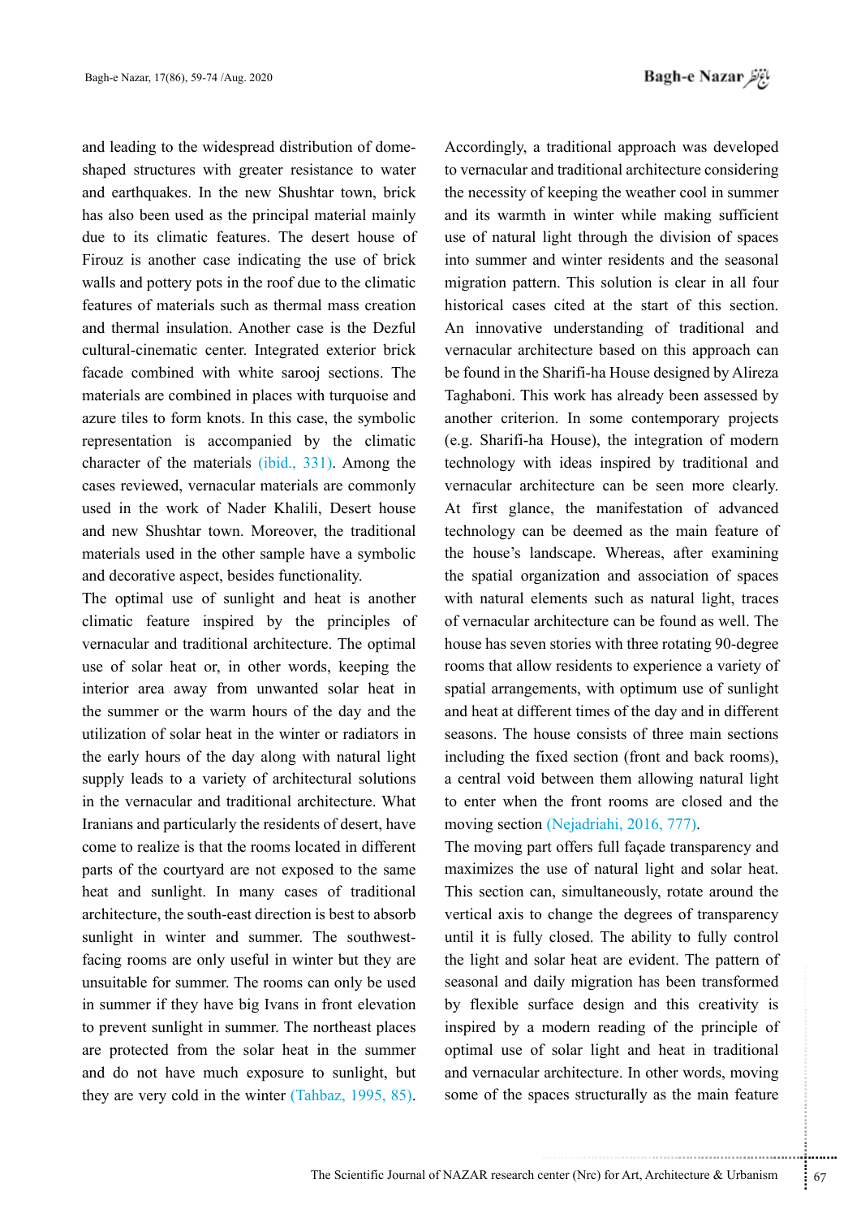and leading to the widespread distribution of dome-shaped structures with greater resistance to water and earthquakes. In the new Shushtar town, brick has also been used as the principal material mainly due to its climatic features. The desert house of Firouz is another case indicating the use of brick walls and pottery pots in the roof due to the climatic features of materials such as thermal mass creation and thermal insulation. Another case is the Dezful cultural-cinematic center. Integrated exterior brick facade combined with white sarooj sections. The materials are combined in places with turquoise and azure tiles to form knots. In this case, the symbolic representation is accompanied by the climatic character of the materials (ibid., 331). Among the cases reviewed, vernacular materials are commonly used in the work of Nader Khalili, Desert house and new Shushtar town. Moreover, the traditional materials used in the other sample have a symbolic and decorative aspect, besides functionality.

The optimal use of sunlight and heat is another climatic feature inspired by the principles of vernacular and traditional architecture. The optimal use of solar heat or, in other words, keeping the interior area away from unwanted solar heat in the summer or the warm hours of the day and the utilization of solar heat in the winter or radiators in the early hours of the day along with natural light supply leads to a variety of architectural solutions in the vernacular and traditional architecture. What Iranians and particularly the residents of desert, have come to realize is that the rooms located in different parts of the courtyard are not exposed to the same heat and sunlight. In many cases of traditional architecture, the south-east direction is best to absorb sunlight in winter and summer. The southwest-facing rooms are only useful in winter but they are unsuitable for summer. The rooms can only be used in summer if they have big Ivans in front elevation to prevent sunlight in summer. The northeast places are protected from the solar heat in the summer and do not have much exposure to sunlight, but they are very cold in the winter (Tahbaz, 1995, 85).

Accordingly, a traditional approach was developed to vernacular and traditional architecture considering the necessity of keeping the weather cool in summer and its warmth in winter while making sufficient use of natural light through the division of spaces into summer and winter residents and the seasonal migration pattern. This solution is clear in all four historical cases cited at the start of this section. An innovative understanding of traditional and vernacular architecture based on this approach can be found in the Sharifi-ha House designed by Alireza Taghaboni. This work has already been assessed by another criterion. In some contemporary projects (e.g. Sharifi-ha House), the integration of modern technology with ideas inspired by traditional and vernacular architecture can be seen more clearly. At first glance, the manifestation of advanced technology can be deemed as the main feature of the house's landscape. Whereas, after examining the spatial organization and association of spaces with natural elements such as natural light, traces of vernacular architecture can be found as well. The house has seven stories with three rotating 90-degree rooms that allow residents to experience a variety of spatial arrangements, with optimum use of sunlight and heat at different times of the day and in different seasons. The house consists of three main sections including the fixed section (front and back rooms), a central void between them allowing natural light to enter when the front rooms are closed and the moving section (Nejadriahi, 2016, 777).

The moving part offers full façade transparency and maximizes the use of natural light and solar heat. This section can, simultaneously, rotate around the vertical axis to change the degrees of transparency until it is fully closed. The ability to fully control the light and solar heat are evident. The pattern of seasonal and daily migration has been transformed by flexible surface design and this creativity is inspired by a modern reading of the principle of optimal use of solar light and heat in traditional and vernacular architecture. In other words, moving some of the spaces structurally as the main feature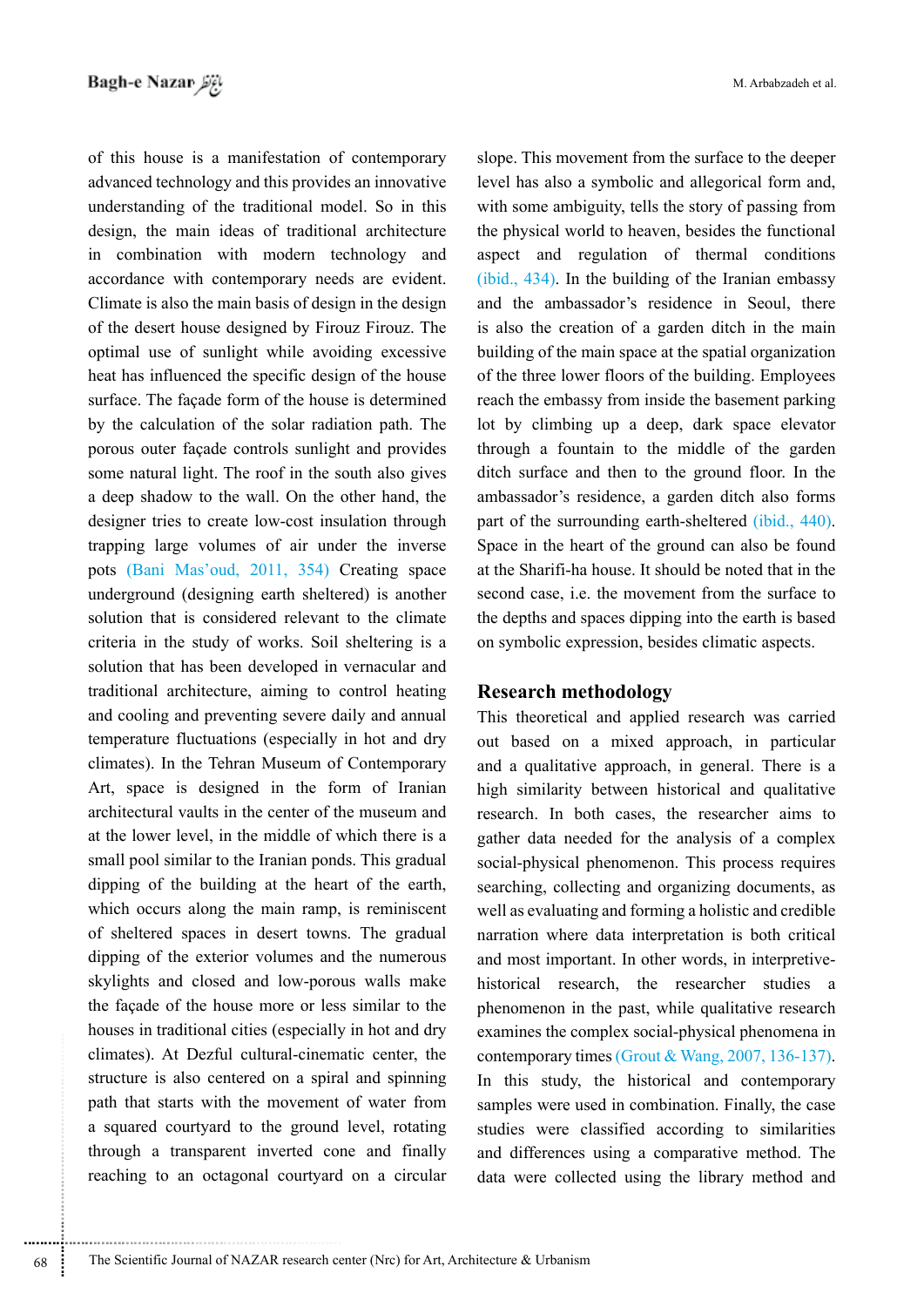of this house is a manifestation of contemporary advanced technology and this provides an innovative understanding of the traditional model. So in this design, the main ideas of traditional architecture in combination with modern technology and accordance with contemporary needs are evident. Climate is also the main basis of design in the design of the desert house designed by Firouz Firouz. The optimal use of sunlight while avoiding excessive heat has influenced the specific design of the house surface. The façade form of the house is determined by the calculation of the solar radiation path. The porous outer façade controls sunlight and provides some natural light. The roof in the south also gives a deep shadow to the wall. On the other hand, the designer tries to create low-cost insulation through trapping large volumes of air under the inverse pots (Bani Mas'oud, 2011, 354) Creating space underground (designing earth sheltered) is another solution that is considered relevant to the climate criteria in the study of works. Soil sheltering is a solution that has been developed in vernacular and traditional architecture, aiming to control heating and cooling and preventing severe daily and annual temperature fluctuations (especially in hot and dry climates). In the Tehran Museum of Contemporary Art, space is designed in the form of Iranian architectural vaults in the center of the museum and at the lower level, in the middle of which there is a small pool similar to the Iranian ponds. This gradual dipping of the building at the heart of the earth, which occurs along the main ramp, is reminiscent of sheltered spaces in desert towns. The gradual dipping of the exterior volumes and the numerous skylights and closed and low-porous walls make the façade of the house more or less similar to the houses in traditional cities (especially in hot and dry climates). At Dezful cultural-cinematic center, the structure is also centered on a spiral and spinning path that starts with the movement of water from a squared courtyard to the ground level, rotating through a transparent inverted cone and finally reaching to an octagonal courtyard on a circular slope. This movement from the surface to the deeper level has also a symbolic and allegorical form and, with some ambiguity, tells the story of passing from the physical world to heaven, besides the functional aspect and regulation of thermal conditions (ibid., 434). In the building of the Iranian embassy and the ambassador's residence in Seoul, there is also the creation of a garden ditch in the main building of the main space at the spatial organization of the three lower floors of the building. Employees reach the embassy from inside the basement parking lot by climbing up a deep, dark space elevator through a fountain to the middle of the garden ditch surface and then to the ground floor. In the ambassador's residence, a garden ditch also forms part of the surrounding earth-sheltered (ibid., 440). Space in the heart of the ground can also be found at the Sharifi-ha house. It should be noted that in the second case, i.e. the movement from the surface to the depths and spaces dipping into the earth is based on symbolic expression, besides climatic aspects.

## Research methodology

This theoretical and applied research was carried out based on a mixed approach, in particular and a qualitative approach, in general. There is a high similarity between historical and qualitative research. In both cases, the researcher aims to gather data needed for the analysis of a complex social-physical phenomenon. This process requires searching, collecting and organizing documents, as well as evaluating and forming a holistic and credible narration where data interpretation is both critical and most important. In other words, in interpretive-historical research, the researcher studies a phenomenon in the past, while qualitative research examines the complex social-physical phenomena in contemporary times (Grout & Wang, 2007, 136-137). In this study, the historical and contemporary samples were used in combination. Finally, the case studies were classified according to similarities and differences using a comparative method. The data were collected using the library method and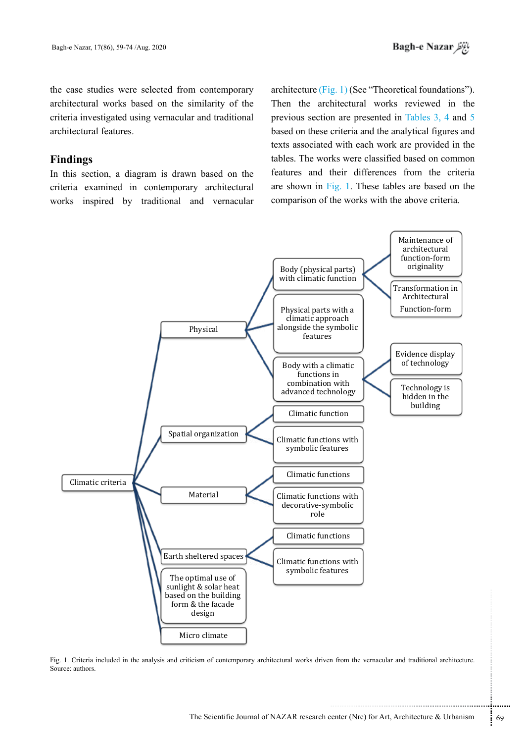the case studies were selected from contemporary architectural works based on the similarity of the criteria investigated using vernacular and traditional architectural features.

## Findings

In this section, a diagram is drawn based on the criteria examined in contemporary architectural works inspired by traditional and vernacular architecture (Fig. 1) (See "Theoretical foundations"). Then the architectural works reviewed in the previous section are presented in Tables 3, 4 and 5 based on these criteria and the analytical figures and texts associated with each work are provided in the tables. The works were classified based on common features and their differences from the criteria are shown in Fig. 1. These tables are based on the comparison of the works with the above criteria.

- Climatic criteria
  - Physical
    - Body (physical parts) with climatic function
      - Maintenance of architectural function-form originality
      - Transformation in Architectural Function-form
    - Physical parts with a climatic approach alongside the symbolic features
    - Body with a climatic functions in combination with advanced technology
      - Evidence display of technology
      - Technology is hidden in the building
  - Spatial organization
    - Climatic function
    - Climatic functions with symbolic features
  - Material
    - Climatic functions
    - Climatic functions with decorative-symbolic role
  - Earth sheltered spaces
    - Climatic functions
    - Climatic functions with symbolic features
  - The optimal use of sunlight & solar heat based on the building form & the facade design
  - Micro climate

Fig. 1. Criteria included in the analysis and criticism of contemporary architectural works driven from the vernacular and traditional architecture. Source: authors.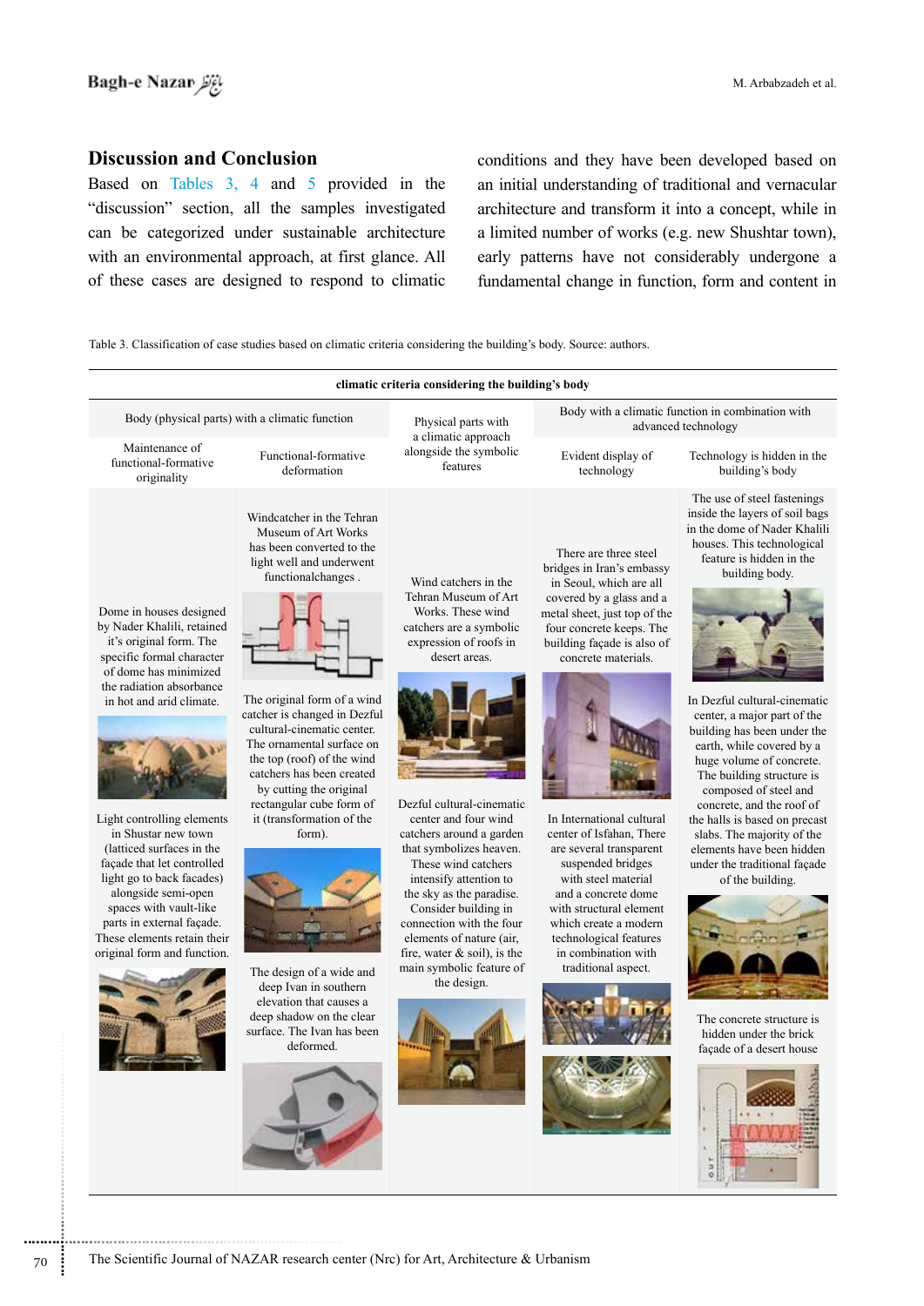## Discussion and Conclusion

Based on Tables 3, 4 and 5 provided in the "discussion" section, all the samples investigated can be categorized under sustainable architecture with an environmental approach, at first glance. All of these cases are designed to respond to climatic conditions and they have been developed based on an initial understanding of traditional and vernacular architecture and transform it into a concept, while in a limited number of works (e.g. new Shushtar town), early patterns have not considerably undergone a fundamental change in function, form and content in

Table 3. Classification of case studies based on climatic criteria considering the building's body. Source: authors.

| climatic criteria considering the building's body | | | | |
|---|---|---|---|---|
| Body (physical parts) with a climatic function | | Physical parts with a climatic approach alongside the symbolic features | Body with a climatic function in combination with advanced technology | |
| Maintenance of functional-formative originality | Functional-formative deformation | | Evident display of technology | Technology is hidden in the building's body |
| Dome in houses designed by Nader Khalili, retained it's original form. The specific formal character of dome has minimized the radiation absorbance in hot and arid climate. | Windcatcher in the Tehran Museum of Art Works has been converted to the light well and underwent functionalchanges . | Wind catchers in the Tehran Museum of Art Works. These wind catchers are a symbolic expression of roofs in desert areas. | There are three steel bridges in Iran's embassy in Seoul, which are all covered by a glass and a metal sheet, just top of the four concrete keeps. The building façade is also of concrete materials. | The use of steel fastenings inside the layers of soil bags in the dome of Nader Khalili houses. This technological feature is hidden in the building body. |
| Light controlling elements in Shustar new town (latticed surfaces in the façade that let controlled light go to back facades) alongside semi-open spaces with vault-like parts in external façade. These elements retain their original form and function. | The original form of a wind catcher is changed in Dezful cultural-cinematic center. The ornamental surface on the top (roof) of the wind catchers has been created by cutting the original rectangular cube form of it (transformation of the form). | Dezful cultural-cinematic center and four wind catchers around a garden that symbolizes heaven. These wind catchers intensify attention to the sky as the paradise. Consider building in connection with the four elements of nature (air, fire, water & soil), is the main symbolic feature of the design. | In International cultural center of Isfahan, There are several transparent suspended bridges with steel material and a concrete dome with structural element which create a modern technological features in combination with traditional aspect. | In Dezful cultural-cinematic center, a major part of the building has been under the earth, while covered by a huge volume of concrete. The building structure is composed of steel and concrete, and the roof of the halls is based on precast slabs. The majority of the elements have been hidden under the traditional façade of the building. |
| | The design of a wide and deep Ivan in southern elevation that causes a deep shadow on the clear surface. The Ivan has been deformed. | | | The concrete structure is hidden under the brick façade of a desert house |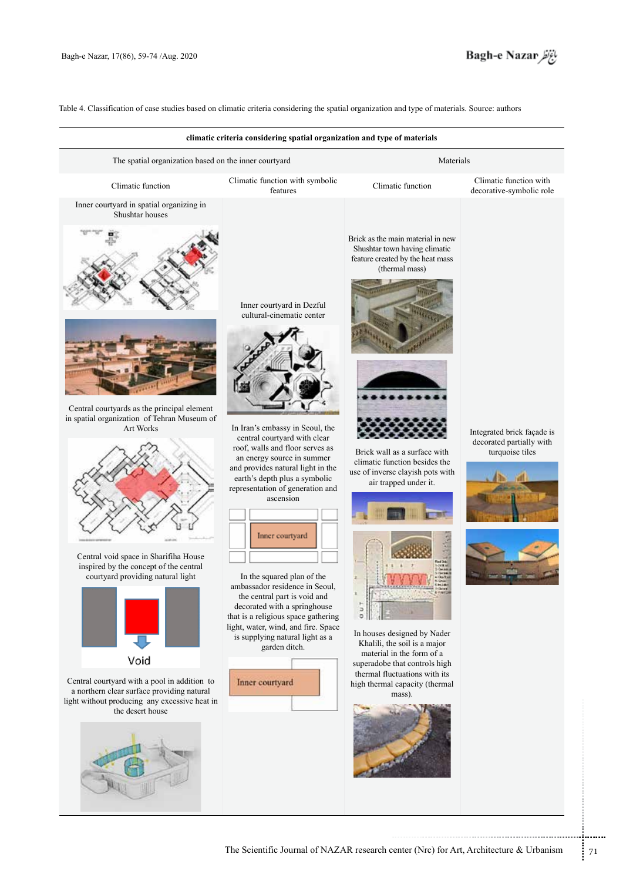Table 4. Classification of case studies based on climatic criteria considering the spatial organization and type of materials. Source: authors

| climatic criteria considering spatial organization and type of materials | | | |
|---|---|---|---|
| The spatial organization based on the inner courtyard | | Materials | |
| Climatic function | Climatic function with symbolic features | Climatic function | Climatic function with decorative-symbolic role |
| Inner courtyard in spatial organizing in Shushtar houses | Inner courtyard in Dezful cultural-cinematic center | Brick as the main material in new Shushtar town having climatic feature created by the heat mass (thermal mass) | Integrated brick façade is decorated partially with turquoise tiles |
| Central courtyards as the principal element in spatial organization of Tehran Museum of Art Works | In Iran's embassy in Seoul, the central courtyard with clear roof, walls and floor serves as an energy source in summer and provides natural light in the earth's depth plus a symbolic representation of generation and ascension | Brick wall as a surface with climatic function besides the use of inverse clayish pots with air trapped under it. | |
| Central void space in Sharifiha House inspired by the concept of the central courtyard providing natural light | In the squared plan of the ambassador residence in Seoul, the central part is void and decorated with a springhouse that is a religious space gathering light, water, wind, and fire. Space is supplying natural light as a garden ditch. | In houses designed by Nader Khalili, the soil is a major material in the form of a superadobe that controls high thermal fluctuations with its high thermal capacity (thermal mass). | |
| Central courtyard with a pool in addition to a northern clear surface providing natural light without producing any excessive heat in the desert house | | | |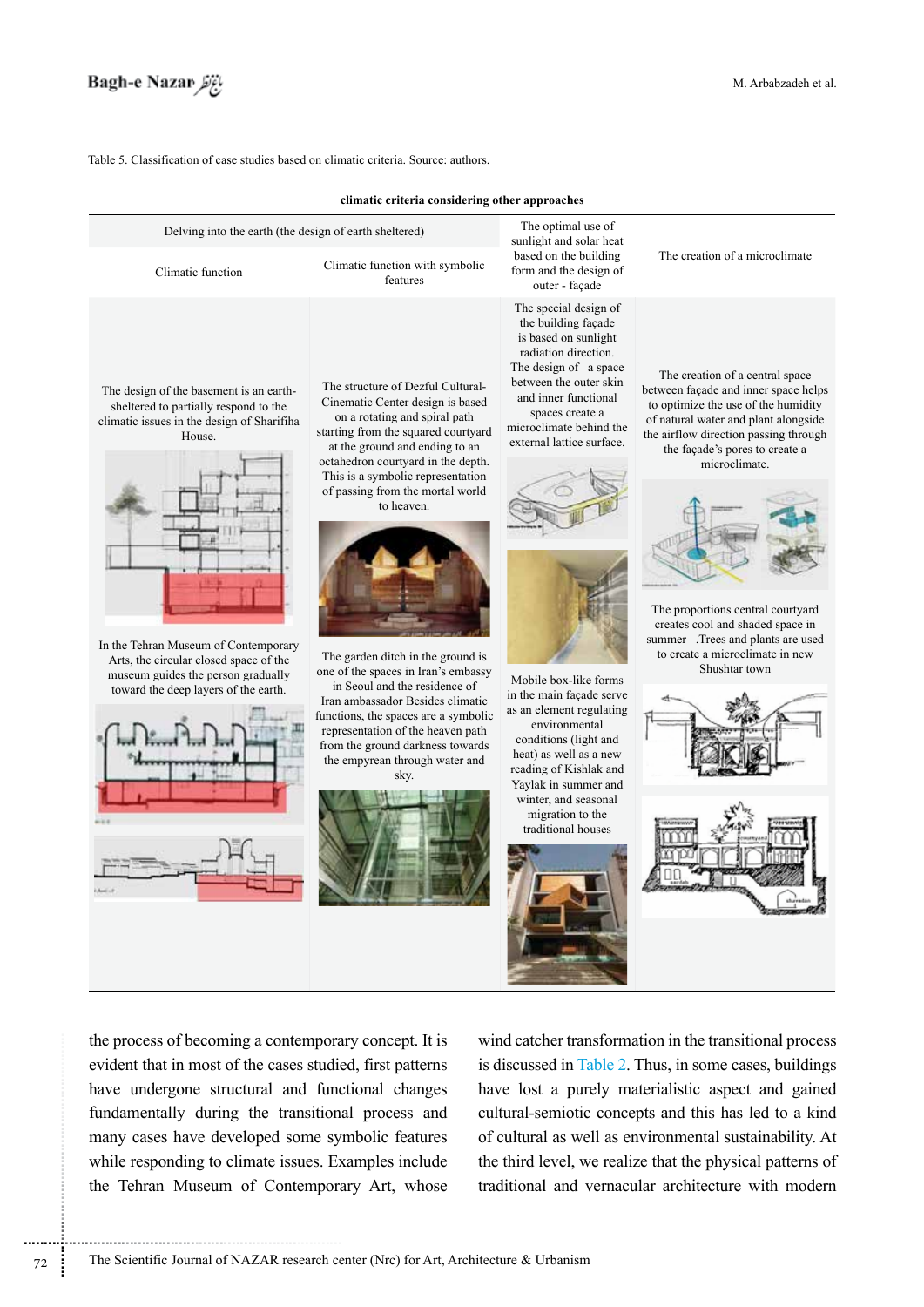Table 5. Classification of case studies based on climatic criteria. Source: authors.

| climatic criteria considering other approaches | | | |
|---|---|---|---|
| Delving into the earth (the design of earth sheltered) | | The optimal use of sunlight and solar heat based on the building form and the design of outer - façade | The creation of a microclimate |
| Climatic function | Climatic function with symbolic features | | |
| The design of the basement is an earth-sheltered to partially respond to the climatic issues in the design of Sharifiha House. | The structure of Dezful Cultural-Cinematic Center design is based on a rotating and spiral path starting from the squared courtyard at the ground and ending to an octahedron courtyard in the depth. This is a symbolic representation of passing from the mortal world to heaven. | The special design of the building façade is based on sunlight radiation direction. The design of a space between the outer skin and inner functional spaces create a microclimate behind the external lattice surface. | The creation of a central space between façade and inner space helps to optimize the use of the humidity of natural water and plant alongside the airflow direction passing through the façade's pores to create a microclimate. |
| In the Tehran Museum of Contemporary Arts, the circular closed space of the museum guides the person gradually toward the deep layers of the earth. | The garden ditch in the ground is one of the spaces in Iran's embassy in Seoul and the residence of Iran ambassador Besides climatic functions, the spaces are a symbolic representation of the heaven path from the ground darkness towards the empyrean through water and sky. | Mobile box-like forms in the main façade serve as an element regulating environmental conditions (light and heat) as well as a new reading of Kishlak and Yaylak in summer and winter, and seasonal migration to the traditional houses | The proportions central courtyard creates cool and shaded space in summer .Trees and plants are used to create a microclimate in new Shushtar town |

the process of becoming a contemporary concept. It is evident that in most of the cases studied, first patterns have undergone structural and functional changes fundamentally during the transitional process and many cases have developed some symbolic features while responding to climate issues. Examples include the Tehran Museum of Contemporary Art, whose wind catcher transformation in the transitional process is discussed in Table 2. Thus, in some cases, buildings have lost a purely materialistic aspect and gained cultural-semiotic concepts and this has led to a kind of cultural as well as environmental sustainability. At the third level, we realize that the physical patterns of traditional and vernacular architecture with modern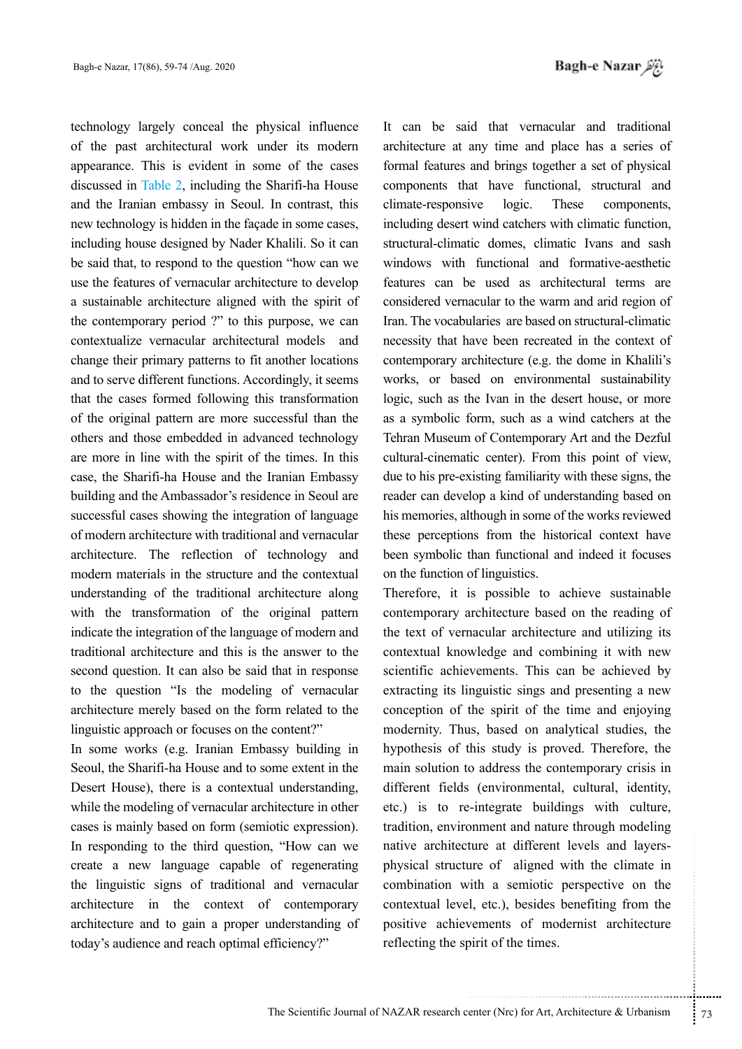technology largely conceal the physical influence of the past architectural work under its modern appearance. This is evident in some of the cases discussed in Table 2, including the Sharifi-ha House and the Iranian embassy in Seoul. In contrast, this new technology is hidden in the façade in some cases, including house designed by Nader Khalili. So it can be said that, to respond to the question "how can we use the features of vernacular architecture to develop a sustainable architecture aligned with the spirit of the contemporary period ?" to this purpose, we can contextualize vernacular architectural models and change their primary patterns to fit another locations and to serve different functions. Accordingly, it seems that the cases formed following this transformation of the original pattern are more successful than the others and those embedded in advanced technology are more in line with the spirit of the times. In this case, the Sharifi-ha House and the Iranian Embassy building and the Ambassador's residence in Seoul are successful cases showing the integration of language of modern architecture with traditional and vernacular architecture. The reflection of technology and modern materials in the structure and the contextual understanding of the traditional architecture along with the transformation of the original pattern indicate the integration of the language of modern and traditional architecture and this is the answer to the second question. It can also be said that in response to the question "Is the modeling of vernacular architecture merely based on the form related to the linguistic approach or focuses on the content?"

In some works (e.g. Iranian Embassy building in Seoul, the Sharifi-ha House and to some extent in the Desert House), there is a contextual understanding, while the modeling of vernacular architecture in other cases is mainly based on form (semiotic expression). In responding to the third question, "How can we create a new language capable of regenerating the linguistic signs of traditional and vernacular architecture in the context of contemporary architecture and to gain a proper understanding of today's audience and reach optimal efficiency?"

It can be said that vernacular and traditional architecture at any time and place has a series of formal features and brings together a set of physical components that have functional, structural and climate-responsive logic. These components, including desert wind catchers with climatic function, structural-climatic domes, climatic Ivans and sash windows with functional and formative-aesthetic features can be used as architectural terms are considered vernacular to the warm and arid region of Iran. The vocabularies are based on structural-climatic necessity that have been recreated in the context of contemporary architecture (e.g. the dome in Khalili's works, or based on environmental sustainability logic, such as the Ivan in the desert house, or more as a symbolic form, such as a wind catchers at the Tehran Museum of Contemporary Art and the Dezful cultural-cinematic center). From this point of view, due to his pre-existing familiarity with these signs, the reader can develop a kind of understanding based on his memories, although in some of the works reviewed these perceptions from the historical context have been symbolic than functional and indeed it focuses on the function of linguistics.

Therefore, it is possible to achieve sustainable contemporary architecture based on the reading of the text of vernacular architecture and utilizing its contextual knowledge and combining it with new scientific achievements. This can be achieved by extracting its linguistic sings and presenting a new conception of the spirit of the time and enjoying modernity. Thus, based on analytical studies, the hypothesis of this study is proved. Therefore, the main solution to address the contemporary crisis in different fields (environmental, cultural, identity, etc.) is to re-integrate buildings with culture, tradition, environment and nature through modeling native architecture at different levels and layers-physical structure of aligned with the climate in combination with a semiotic perspective on the contextual level, etc.), besides benefiting from the positive achievements of modernist architecture reflecting the spirit of the times.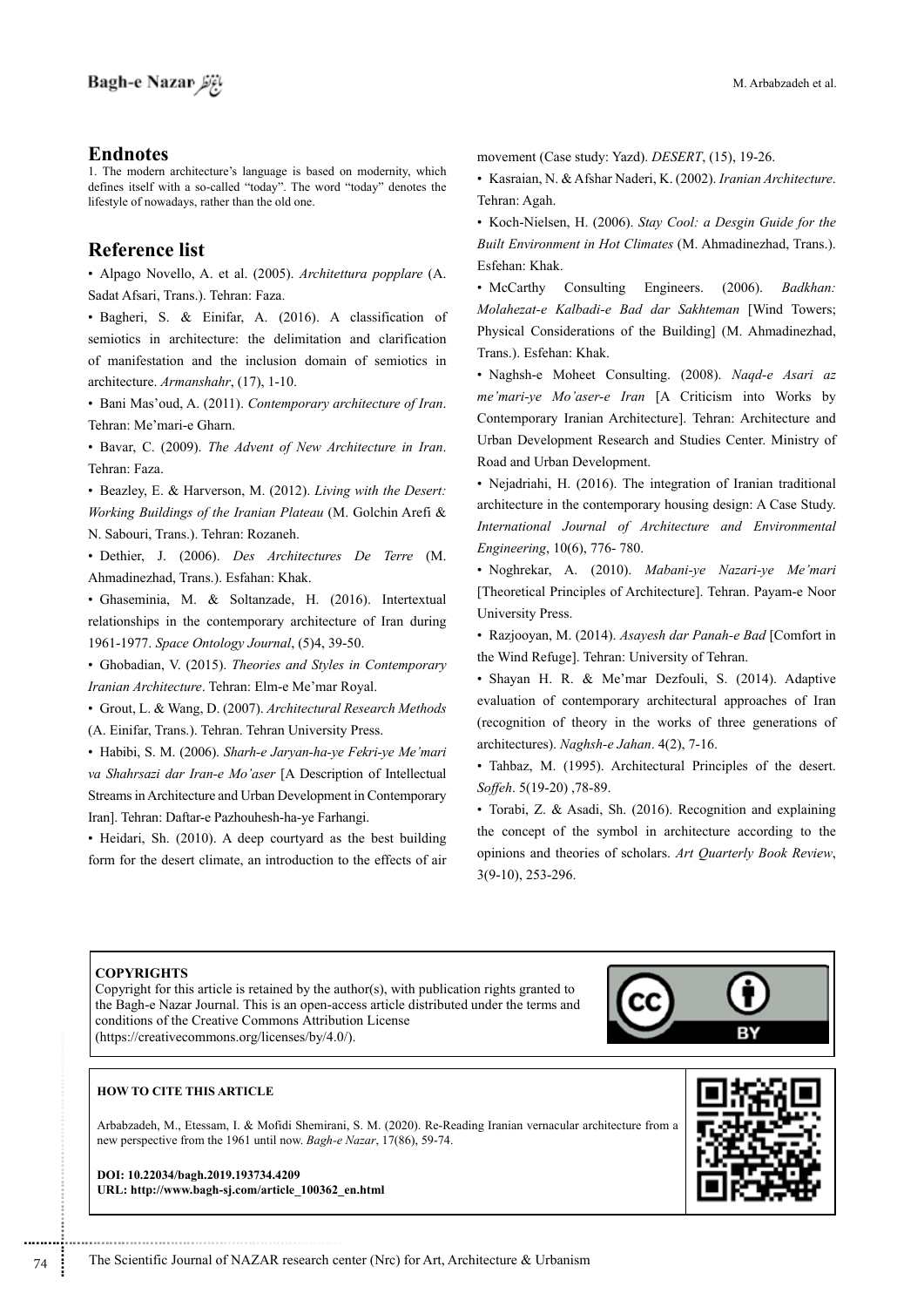## Endnotes

1. The modern architecture's language is based on modernity, which defines itself with a so-called "today". The word "today" denotes the lifestyle of nowadays, rather than the old one.

## Reference list

- Alpago Novello, A. et al. (2005). *Architettura popplare* (A. Sadat Afsari, Trans.). Tehran: Faza.
- Bagheri, S. & Einifar, A. (2016). A classification of semiotics in architecture: the delimitation and clarification of manifestation and the inclusion domain of semiotics in architecture. *Armanshahr*, (17), 1-10.
- Bani Mas'oud, A. (2011). *Contemporary architecture of Iran*. Tehran: Me'mari-e Gharn.
- Bavar, C. (2009). *The Advent of New Architecture in Iran*. Tehran: Faza.
- Beazley, E. & Harverson, M. (2012). *Living with the Desert: Working Buildings of the Iranian Plateau* (M. Golchin Arefi & N. Sabouri, Trans.). Tehran: Rozaneh.
- Dethier, J. (2006). *Des Architectures De Terre* (M. Ahmadinezhad, Trans.). Esfahan: Khak.
- Ghaseminia, M. & Soltanzade, H. (2016). Intertextual relationships in the contemporary architecture of Iran during 1961-1977. *Space Ontology Journal*, (5)4, 39-50.
- Ghobadian, V. (2015). *Theories and Styles in Contemporary Iranian Architecture*. Tehran: Elm-e Me'mar Royal.
- Grout, L. & Wang, D. (2007). *Architectural Research Methods* (A. Einifar, Trans.). Tehran. Tehran University Press.
- Habibi, S. M. (2006). *Sharh-e Jaryan-ha-ye Fekri-ye Me'mari va Shahrsazi dar Iran-e Mo'aser* [A Description of Intellectual Streams in Architecture and Urban Development in Contemporary Iran]. Tehran: Daftar-e Pazhouhesh-ha-ye Farhangi.
- Heidari, Sh. (2010). A deep courtyard as the best building form for the desert climate, an introduction to the effects of air movement (Case study: Yazd). *DESERT*, (15), 19-26.
- Kasraian, N. & Afshar Naderi, K. (2002). *Iranian Architecture*. Tehran: Agah.
- Koch-Nielsen, H. (2006). *Stay Cool: a Desgin Guide for the Built Environment in Hot Climates* (M. Ahmadinezhad, Trans.). Esfehan: Khak.
- McCarthy Consulting Engineers. (2006). *Badkhan: Molahezat-e Kalbadi-e Bad dar Sakhteman* [Wind Towers; Physical Considerations of the Building] (M. Ahmadinezhad, Trans.). Esfehan: Khak.
- Naghsh-e Moheet Consulting. (2008). *Naqd-e Asari az me'mari-ye Mo'aser-e Iran* [A Criticism into Works by Contemporary Iranian Architecture]. Tehran: Architecture and Urban Development Research and Studies Center. Ministry of Road and Urban Development.
- Nejadriahi, H. (2016). The integration of Iranian traditional architecture in the contemporary housing design: A Case Study. *International Journal of Architecture and Environmental Engineering*, 10(6), 776- 780.
- Noghrekar, A. (2010). *Mabani-ye Nazari-ye Me'mari* [Theoretical Principles of Architecture]. Tehran. Payam-e Noor University Press.
- Razjooyan, M. (2014). *Asayesh dar Panah-e Bad* [Comfort in the Wind Refuge]. Tehran: University of Tehran.
- Shayan H. R. & Me'mar Dezfouli, S. (2014). Adaptive evaluation of contemporary architectural approaches of Iran (recognition of theory in the works of three generations of architectures). *Naghsh-e Jahan*. 4(2), 7-16.
- Tahbaz, M. (1995). Architectural Principles of the desert. *Soffeh*. 5(19-20) ,78-89.
- Torabi, Z. & Asadi, Sh. (2016). Recognition and explaining the concept of the symbol in architecture according to the opinions and theories of scholars. *Art Quarterly Book Review*, 3(9-10), 253-296.

**COPYRIGHTS**

Copyright for this article is retained by the author(s), with publication rights granted to the Bagh-e Nazar Journal. This is an open-access article distributed under the terms and conditions of the Creative Commons Attribution License (https://creativecommons.org/licenses/by/4.0/).

**HOW TO CITE THIS ARTICLE**

Arbabzadeh, M., Etessam, I. & Mofidi Shemirani, S. M. (2020). Re-Reading Iranian vernacular architecture from a new perspective from the 1961 until now. *Bagh-e Nazar*, 17(86), 59-74.

**DOI: 10.22034/bagh.2019.193734.4209**
**URL: http://www.bagh-sj.com/article_100362_en.html**